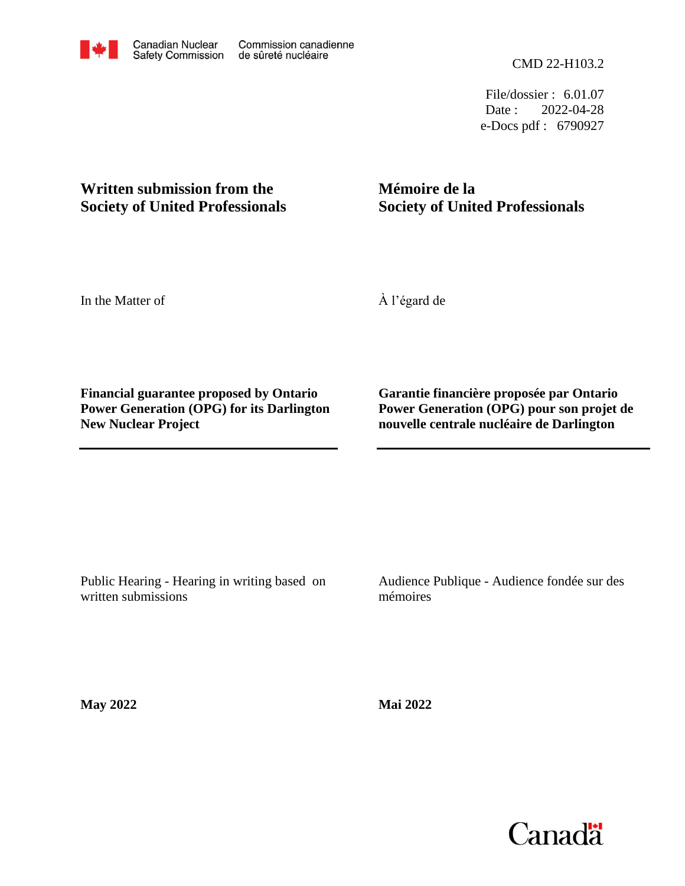Canadian Nuclear Safety Commission / Commission canadienne de sûreté nucléaire

CMD 22-H103.2

File/dossier : 6.01.07
Date : 2022-04-28
e-Docs pdf : 6790927

**Written submission from the Society of United Professionals**

**Mémoire de la Society of United Professionals**

In the Matter of

À l'égard de

**Financial guarantee proposed by Ontario Power Generation (OPG) for its Darlington New Nuclear Project**

**Garantie financière proposée par Ontario Power Generation (OPG) pour son projet de nouvelle centrale nucléaire de Darlington**

Public Hearing - Hearing in writing based on written submissions

Audience Publique - Audience fondée sur des mémoires

**May 2022**

**Mai 2022**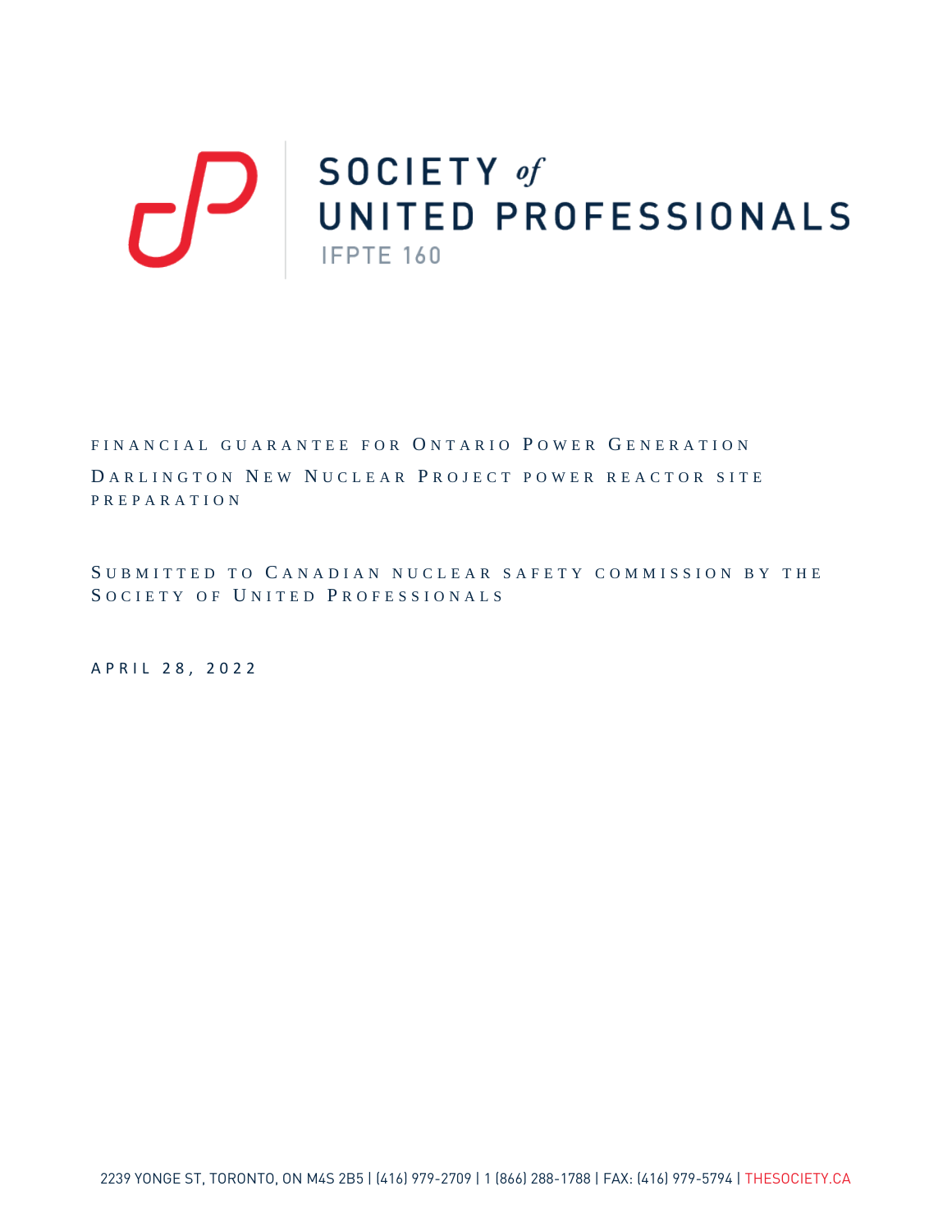# SOCIETY *of* UNITED PROFESSIONALS

IFPTE 160

FINANCIAL GUARANTEE FOR ONTARIO POWER GENERATION

DARLINGTON NEW NUCLEAR PROJECT POWER REACTOR SITE PREPARATION

SUBMITTED TO CANADIAN NUCLEAR SAFETY COMMISSION BY THE SOCIETY OF UNITED PROFESSIONALS

APRIL 28, 2022

2239 YONGE ST, TORONTO, ON M4S 2B5 | (416) 979-2709 | 1 (866) 288-1788 | FAX: (416) 979-5794 | THESOCIETY.CA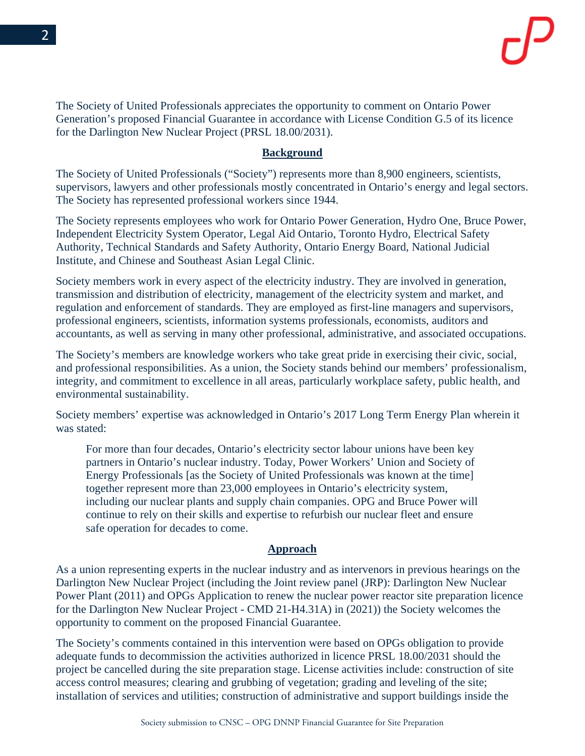The Society of United Professionals appreciates the opportunity to comment on Ontario Power Generation's proposed Financial Guarantee in accordance with License Condition G.5 of its licence for the Darlington New Nuclear Project (PRSL 18.00/2031).

## Background

The Society of United Professionals ("Society") represents more than 8,900 engineers, scientists, supervisors, lawyers and other professionals mostly concentrated in Ontario's energy and legal sectors. The Society has represented professional workers since 1944.

The Society represents employees who work for Ontario Power Generation, Hydro One, Bruce Power, Independent Electricity System Operator, Legal Aid Ontario, Toronto Hydro, Electrical Safety Authority, Technical Standards and Safety Authority, Ontario Energy Board, National Judicial Institute, and Chinese and Southeast Asian Legal Clinic.

Society members work in every aspect of the electricity industry. They are involved in generation, transmission and distribution of electricity, management of the electricity system and market, and regulation and enforcement of standards. They are employed as first-line managers and supervisors, professional engineers, scientists, information systems professionals, economists, auditors and accountants, as well as serving in many other professional, administrative, and associated occupations.

The Society's members are knowledge workers who take great pride in exercising their civic, social, and professional responsibilities. As a union, the Society stands behind our members' professionalism, integrity, and commitment to excellence in all areas, particularly workplace safety, public health, and environmental sustainability.

Society members' expertise was acknowledged in Ontario's 2017 Long Term Energy Plan wherein it was stated:

> For more than four decades, Ontario's electricity sector labour unions have been key partners in Ontario's nuclear industry. Today, Power Workers' Union and Society of Energy Professionals [as the Society of United Professionals was known at the time] together represent more than 23,000 employees in Ontario's electricity system, including our nuclear plants and supply chain companies. OPG and Bruce Power will continue to rely on their skills and expertise to refurbish our nuclear fleet and ensure safe operation for decades to come.

## Approach

As a union representing experts in the nuclear industry and as intervenors in previous hearings on the Darlington New Nuclear Project (including the Joint review panel (JRP): Darlington New Nuclear Power Plant (2011) and OPGs Application to renew the nuclear power reactor site preparation licence for the Darlington New Nuclear Project - CMD 21-H4.31A) in (2021)) the Society welcomes the opportunity to comment on the proposed Financial Guarantee.

The Society's comments contained in this intervention were based on OPGs obligation to provide adequate funds to decommission the activities authorized in licence PRSL 18.00/2031 should the project be cancelled during the site preparation stage. License activities include: construction of site access control measures; clearing and grubbing of vegetation; grading and leveling of the site; installation of services and utilities; construction of administrative and support buildings inside the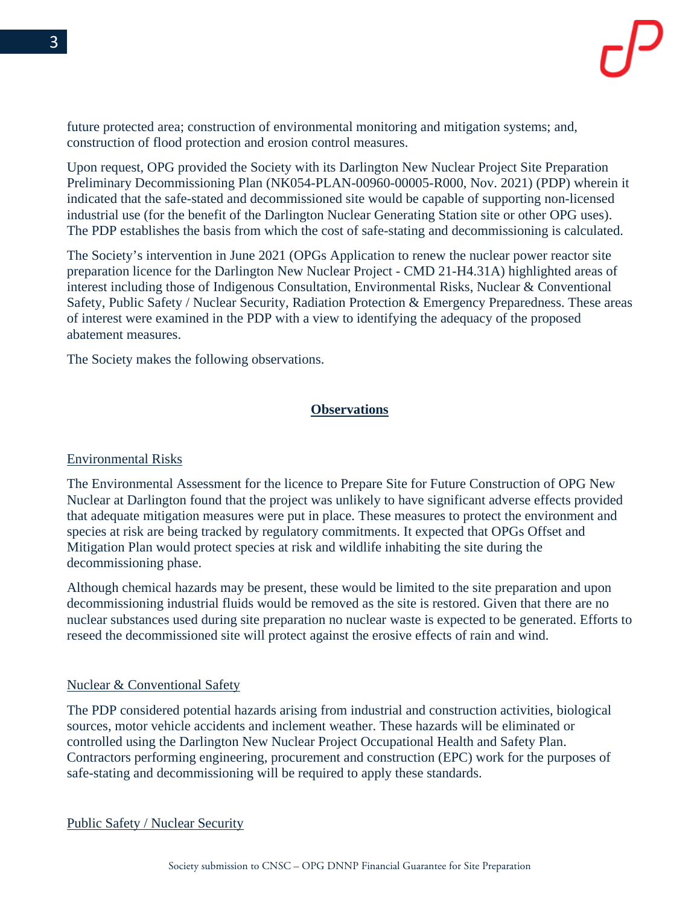future protected area; construction of environmental monitoring and mitigation systems; and, construction of flood protection and erosion control measures.

Upon request, OPG provided the Society with its Darlington New Nuclear Project Site Preparation Preliminary Decommissioning Plan (NK054-PLAN-00960-00005-R000, Nov. 2021) (PDP) wherein it indicated that the safe-stated and decommissioned site would be capable of supporting non-licensed industrial use (for the benefit of the Darlington Nuclear Generating Station site or other OPG uses). The PDP establishes the basis from which the cost of safe-stating and decommissioning is calculated.

The Society's intervention in June 2021 (OPGs Application to renew the nuclear power reactor site preparation licence for the Darlington New Nuclear Project - CMD 21-H4.31A) highlighted areas of interest including those of Indigenous Consultation, Environmental Risks, Nuclear & Conventional Safety, Public Safety / Nuclear Security, Radiation Protection & Emergency Preparedness. These areas of interest were examined in the PDP with a view to identifying the adequacy of the proposed abatement measures.

The Society makes the following observations.

## Observations

### Environmental Risks

The Environmental Assessment for the licence to Prepare Site for Future Construction of OPG New Nuclear at Darlington found that the project was unlikely to have significant adverse effects provided that adequate mitigation measures were put in place. These measures to protect the environment and species at risk are being tracked by regulatory commitments. It expected that OPGs Offset and Mitigation Plan would protect species at risk and wildlife inhabiting the site during the decommissioning phase.

Although chemical hazards may be present, these would be limited to the site preparation and upon decommissioning industrial fluids would be removed as the site is restored. Given that there are no nuclear substances used during site preparation no nuclear waste is expected to be generated. Efforts to reseed the decommissioned site will protect against the erosive effects of rain and wind.

### Nuclear & Conventional Safety

The PDP considered potential hazards arising from industrial and construction activities, biological sources, motor vehicle accidents and inclement weather. These hazards will be eliminated or controlled using the Darlington New Nuclear Project Occupational Health and Safety Plan. Contractors performing engineering, procurement and construction (EPC) work for the purposes of safe-stating and decommissioning will be required to apply these standards.

### Public Safety / Nuclear Security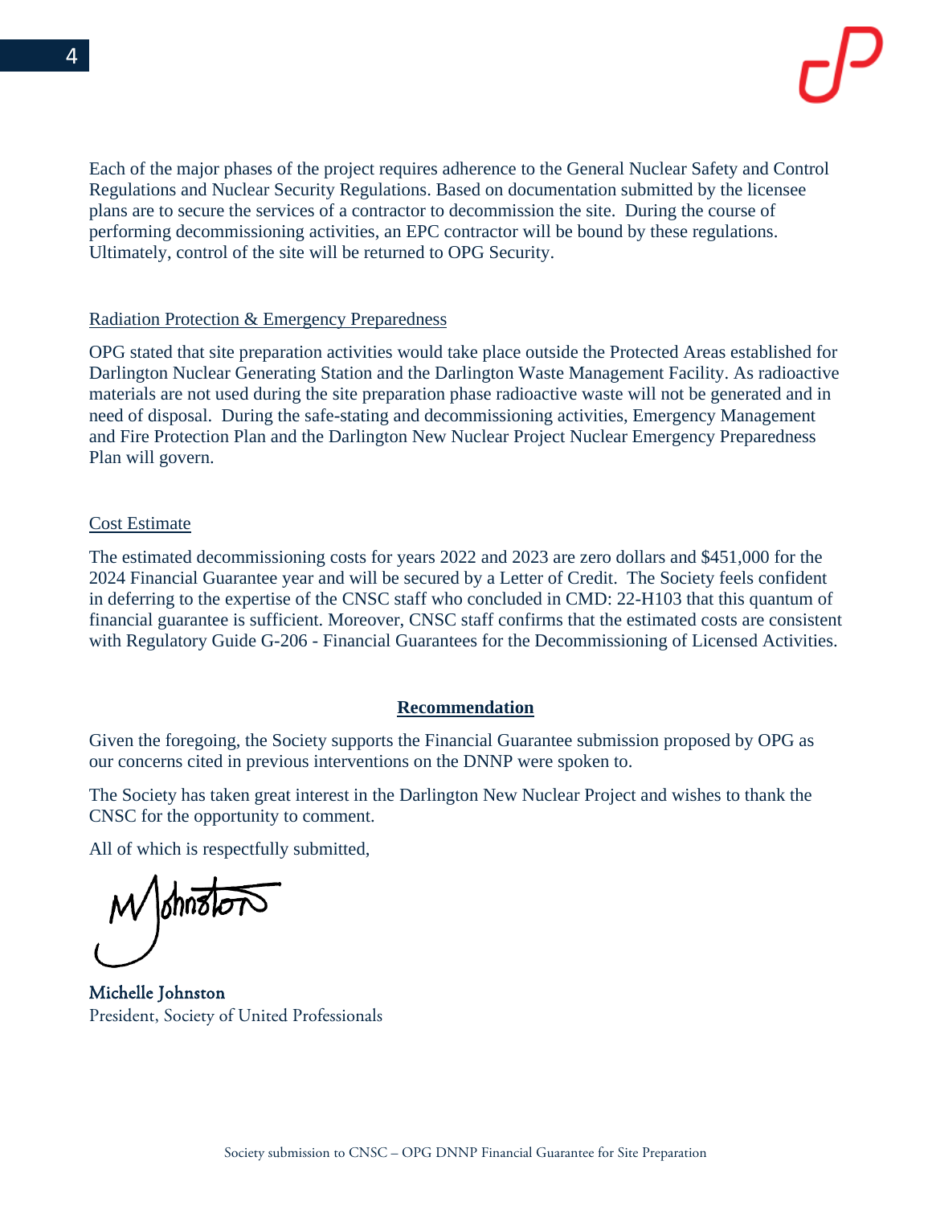Each of the major phases of the project requires adherence to the General Nuclear Safety and Control Regulations and Nuclear Security Regulations. Based on documentation submitted by the licensee plans are to secure the services of a contractor to decommission the site. During the course of performing decommissioning activities, an EPC contractor will be bound by these regulations. Ultimately, control of the site will be returned to OPG Security.

Radiation Protection & Emergency Preparedness

OPG stated that site preparation activities would take place outside the Protected Areas established for Darlington Nuclear Generating Station and the Darlington Waste Management Facility. As radioactive materials are not used during the site preparation phase radioactive waste will not be generated and in need of disposal. During the safe-stating and decommissioning activities, Emergency Management and Fire Protection Plan and the Darlington New Nuclear Project Nuclear Emergency Preparedness Plan will govern.

Cost Estimate

The estimated decommissioning costs for years 2022 and 2023 are zero dollars and $451,000 for the 2024 Financial Guarantee year and will be secured by a Letter of Credit. The Society feels confident in deferring to the expertise of the CNSC staff who concluded in CMD: 22-H103 that this quantum of financial guarantee is sufficient. Moreover, CNSC staff confirms that the estimated costs are consistent with Regulatory Guide G-206 - Financial Guarantees for the Decommissioning of Licensed Activities.

## Recommendation

Given the foregoing, the Society supports the Financial Guarantee submission proposed by OPG as our concerns cited in previous interventions on the DNNP were spoken to.

The Society has taken great interest in the Darlington New Nuclear Project and wishes to thank the CNSC for the opportunity to comment.

All of which is respectfully submitted,

Michelle Johnston
President, Society of United Professionals